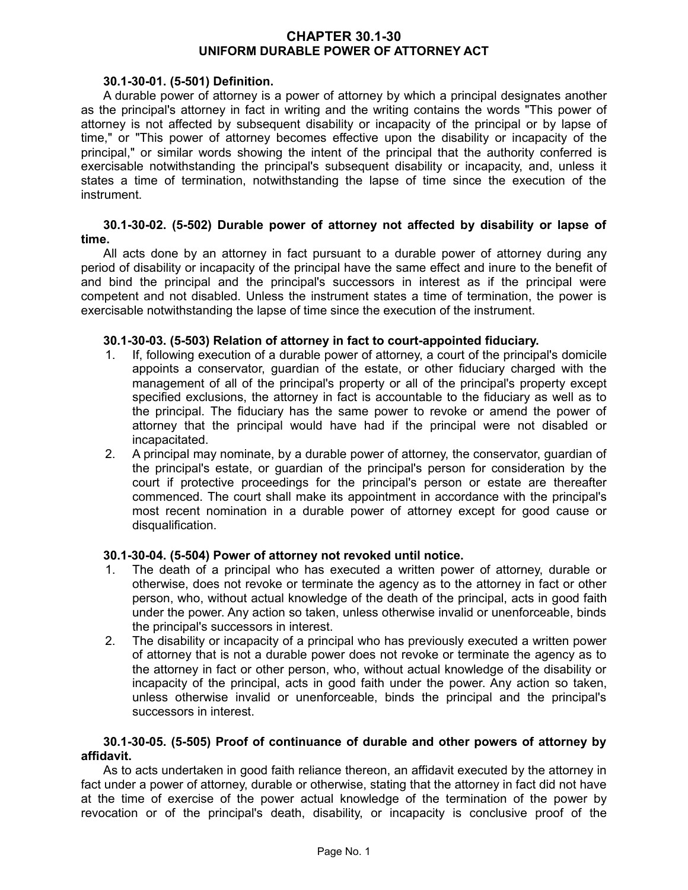# CHAPTER 30.1-30
# UNIFORM DURABLE POWER OF ATTORNEY ACT

### 30.1-30-01. (5-501) Definition.

A durable power of attorney is a power of attorney by which a principal designates another as the principal's attorney in fact in writing and the writing contains the words "This power of attorney is not affected by subsequent disability or incapacity of the principal or by lapse of time," or "This power of attorney becomes effective upon the disability or incapacity of the principal," or similar words showing the intent of the principal that the authority conferred is exercisable notwithstanding the principal's subsequent disability or incapacity, and, unless it states a time of termination, notwithstanding the lapse of time since the execution of the instrument.

### 30.1-30-02. (5-502) Durable power of attorney not affected by disability or lapse of time.

All acts done by an attorney in fact pursuant to a durable power of attorney during any period of disability or incapacity of the principal have the same effect and inure to the benefit of and bind the principal and the principal's successors in interest as if the principal were competent and not disabled. Unless the instrument states a time of termination, the power is exercisable notwithstanding the lapse of time since the execution of the instrument.

### 30.1-30-03. (5-503) Relation of attorney in fact to court-appointed fiduciary.

1. If, following execution of a durable power of attorney, a court of the principal's domicile appoints a conservator, guardian of the estate, or other fiduciary charged with the management of all of the principal's property or all of the principal's property except specified exclusions, the attorney in fact is accountable to the fiduciary as well as to the principal. The fiduciary has the same power to revoke or amend the power of attorney that the principal would have had if the principal were not disabled or incapacitated.
2. A principal may nominate, by a durable power of attorney, the conservator, guardian of the principal's estate, or guardian of the principal's person for consideration by the court if protective proceedings for the principal's person or estate are thereafter commenced. The court shall make its appointment in accordance with the principal's most recent nomination in a durable power of attorney except for good cause or disqualification.

### 30.1-30-04. (5-504) Power of attorney not revoked until notice.

1. The death of a principal who has executed a written power of attorney, durable or otherwise, does not revoke or terminate the agency as to the attorney in fact or other person, who, without actual knowledge of the death of the principal, acts in good faith under the power. Any action so taken, unless otherwise invalid or unenforceable, binds the principal's successors in interest.
2. The disability or incapacity of a principal who has previously executed a written power of attorney that is not a durable power does not revoke or terminate the agency as to the attorney in fact or other person, who, without actual knowledge of the disability or incapacity of the principal, acts in good faith under the power. Any action so taken, unless otherwise invalid or unenforceable, binds the principal and the principal's successors in interest.

### 30.1-30-05. (5-505) Proof of continuance of durable and other powers of attorney by affidavit.

As to acts undertaken in good faith reliance thereon, an affidavit executed by the attorney in fact under a power of attorney, durable or otherwise, stating that the attorney in fact did not have at the time of exercise of the power actual knowledge of the termination of the power by revocation or of the principal's death, disability, or incapacity is conclusive proof of the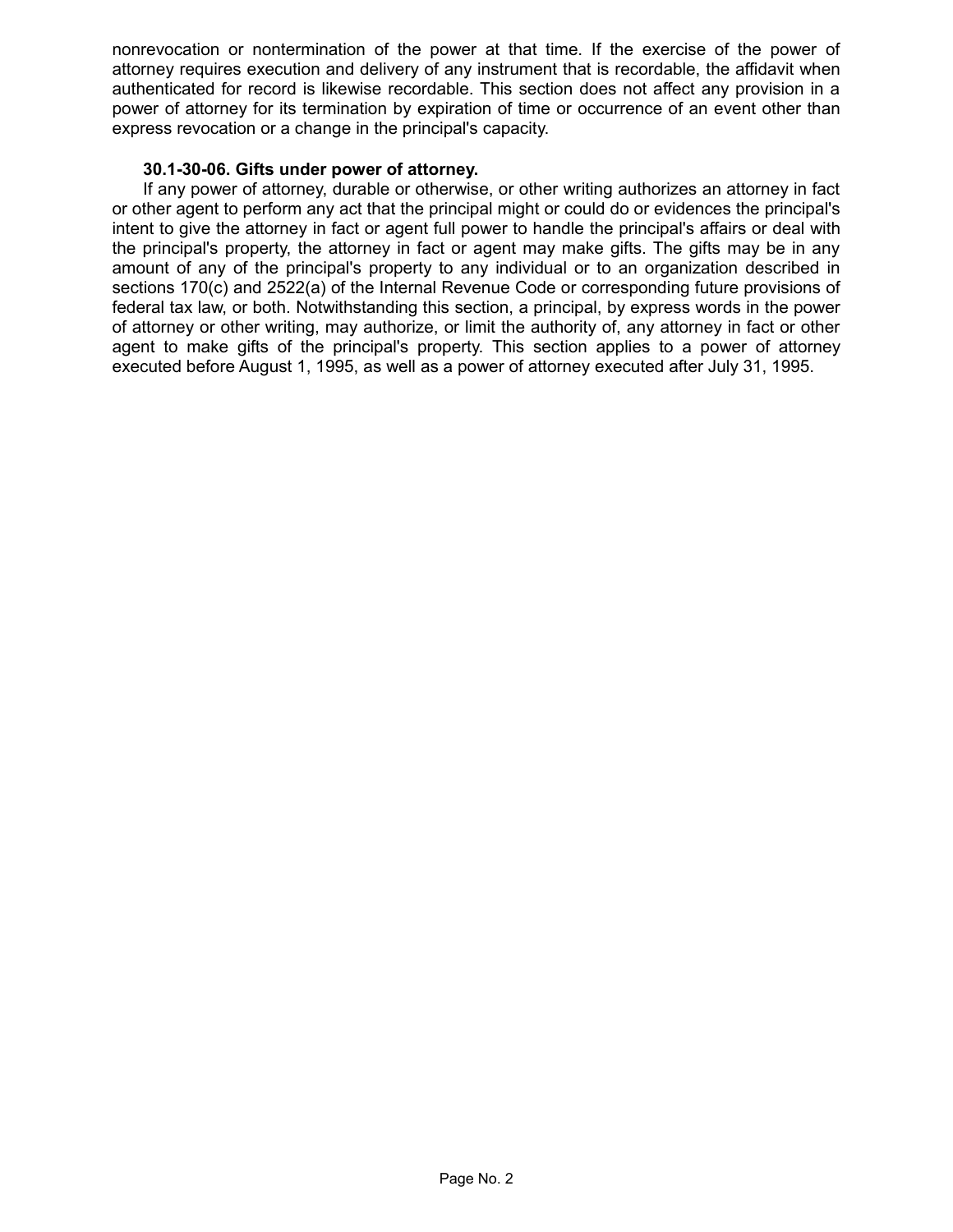nonrevocation or nontermination of the power at that time. If the exercise of the power of attorney requires execution and delivery of any instrument that is recordable, the affidavit when authenticated for record is likewise recordable. This section does not affect any provision in a power of attorney for its termination by expiration of time or occurrence of an event other than express revocation or a change in the principal's capacity.

**30.1-30-06. Gifts under power of attorney.**

If any power of attorney, durable or otherwise, or other writing authorizes an attorney in fact or other agent to perform any act that the principal might or could do or evidences the principal's intent to give the attorney in fact or agent full power to handle the principal's affairs or deal with the principal's property, the attorney in fact or agent may make gifts. The gifts may be in any amount of any of the principal's property to any individual or to an organization described in sections 170(c) and 2522(a) of the Internal Revenue Code or corresponding future provisions of federal tax law, or both. Notwithstanding this section, a principal, by express words in the power of attorney or other writing, may authorize, or limit the authority of, any attorney in fact or other agent to make gifts of the principal's property. This section applies to a power of attorney executed before August 1, 1995, as well as a power of attorney executed after July 31, 1995.